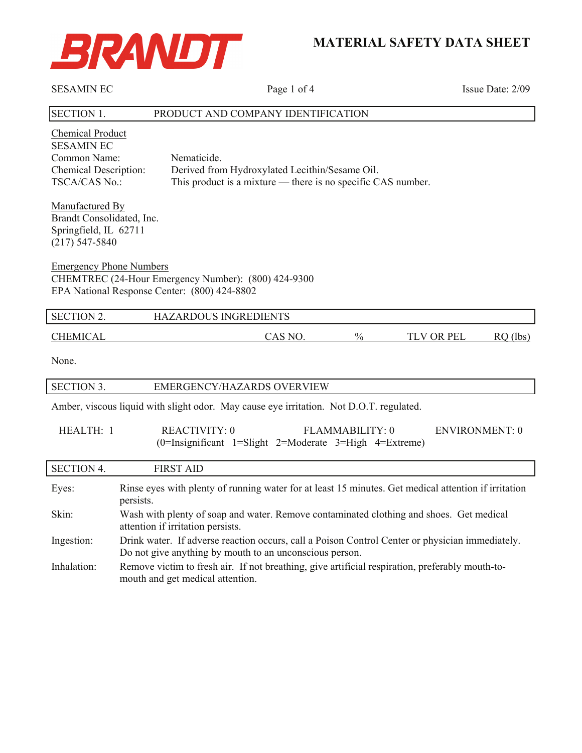BRANDT

# MATERIAL SAFETY DATA SHEET

SESAMIN EC

Issue Date: 2/09

## SECTION 1. PRODUCT AND COMPANY IDENTIFICATION

Chemical Product
SESAMIN EC

| | |
|---|---|
| Common Name: | Nematicide. |
| Chemical Description: | Derived from Hydroxylated Lecithin/Sesame Oil. |
| TSCA/CAS No.: | This product is a mixture — there is no specific CAS number. |

Manufactured By
Brandt Consolidated, Inc.
Springfield, IL 62711
(217) 547-5840

Emergency Phone Numbers
CHEMTREC (24-Hour Emergency Number): (800) 424-9300
EPA National Response Center: (800) 424-8802

## SECTION 2. HAZARDOUS INGREDIENTS

| CHEMICAL | CAS NO. | % | TLV OR PEL | RQ (lbs) |
|---|---|---|---|---|

None.

## SECTION 3. EMERGENCY/HAZARDS OVERVIEW

Amber, viscous liquid with slight odor. May cause eye irritation. Not D.O.T. regulated.

HEALTH: 1    REACTIVITY: 0    FLAMMABILITY: 0    ENVIRONMENT: 0
(0=Insignificant 1=Slight 2=Moderate 3=High 4=Extreme)

## SECTION 4. FIRST AID

| | |
|---|---|
| Eyes: | Rinse eyes with plenty of running water for at least 15 minutes. Get medical attention if irritation persists. |
| Skin: | Wash with plenty of soap and water. Remove contaminated clothing and shoes. Get medical attention if irritation persists. |
| Ingestion: | Drink water. If adverse reaction occurs, call a Poison Control Center or physician immediately. Do not give anything by mouth to an unconscious person. |
| Inhalation: | Remove victim to fresh air. If not breathing, give artificial respiration, preferably mouth-to-mouth and get medical attention. |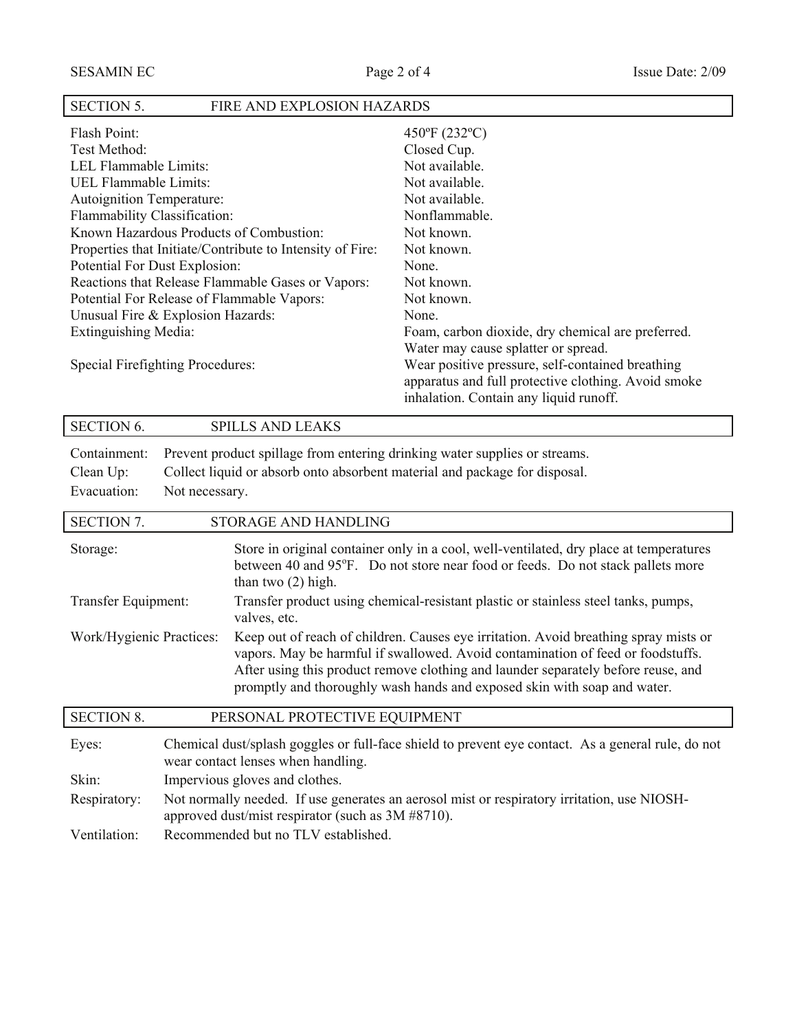## SECTION 5. FIRE AND EXPLOSION HAZARDS

| | |
|---|---|
| Flash Point: | 450ºF (232ºC) |
| Test Method: | Closed Cup. |
| LEL Flammable Limits: | Not available. |
| UEL Flammable Limits: | Not available. |
| Autoignition Temperature: | Not available. |
| Flammability Classification: | Nonflammable. |
| Known Hazardous Products of Combustion: | Not known. |
| Properties that Initiate/Contribute to Intensity of Fire: | Not known. |
| Potential For Dust Explosion: | None. |
| Reactions that Release Flammable Gases or Vapors: | Not known. |
| Potential For Release of Flammable Vapors: | Not known. |
| Unusual Fire & Explosion Hazards: | None. |
| Extinguishing Media: | Foam, carbon dioxide, dry chemical are preferred. Water may cause splatter or spread. |
| Special Firefighting Procedures: | Wear positive pressure, self-contained breathing apparatus and full protective clothing. Avoid smoke inhalation. Contain any liquid runoff. |

## SECTION 6. SPILLS AND LEAKS

| | |
|---|---|
| Containment: | Prevent product spillage from entering drinking water supplies or streams. |
| Clean Up: | Collect liquid or absorb onto absorbent material and package for disposal. |
| Evacuation: | Not necessary. |

## SECTION 7. STORAGE AND HANDLING

| | |
|---|---|
| Storage: | Store in original container only in a cool, well-ventilated, dry place at temperatures between 40 and 95ºF. Do not store near food or feeds. Do not stack pallets more than two (2) high. |
| Transfer Equipment: | Transfer product using chemical-resistant plastic or stainless steel tanks, pumps, valves, etc. |
| Work/Hygienic Practices: | Keep out of reach of children. Causes eye irritation. Avoid breathing spray mists or vapors. May be harmful if swallowed. Avoid contamination of feed or foodstuffs. After using this product remove clothing and launder separately before reuse, and promptly and thoroughly wash hands and exposed skin with soap and water. |

## SECTION 8. PERSONAL PROTECTIVE EQUIPMENT

| | |
|---|---|
| Eyes: | Chemical dust/splash goggles or full-face shield to prevent eye contact. As a general rule, do not wear contact lenses when handling. |
| Skin: | Impervious gloves and clothes. |
| Respiratory: | Not normally needed. If use generates an aerosol mist or respiratory irritation, use NIOSH-approved dust/mist respirator (such as 3M #8710). |
| Ventilation: | Recommended but no TLV established. |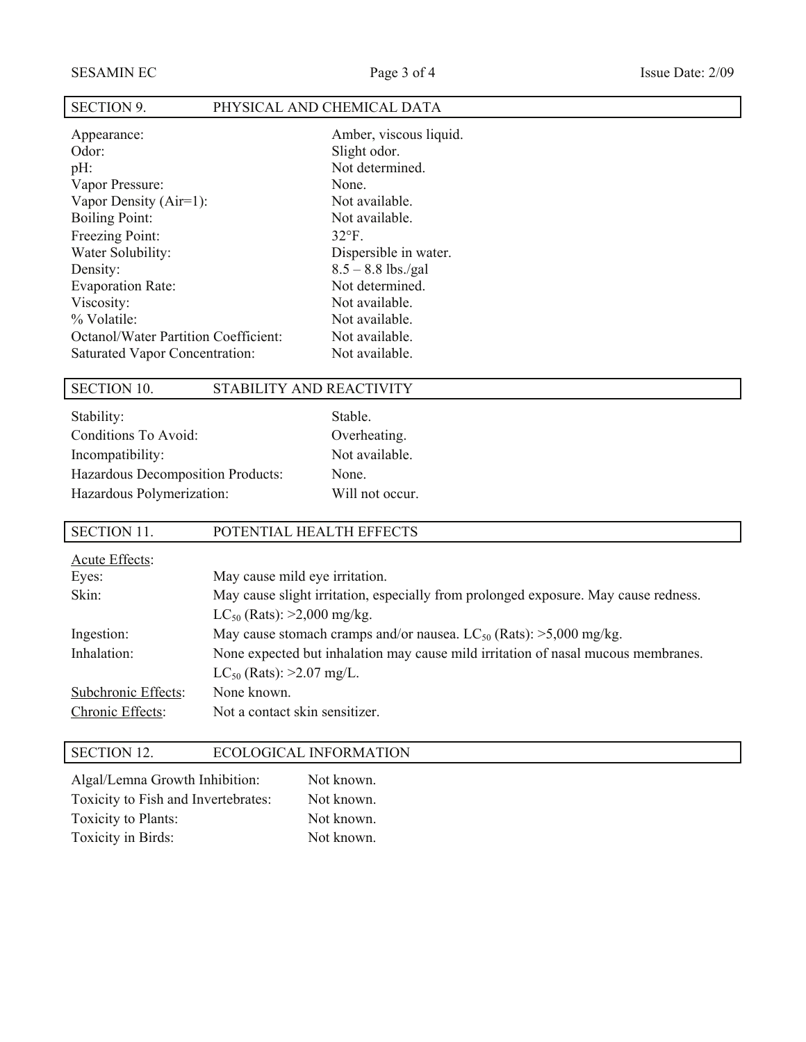## SECTION 9. PHYSICAL AND CHEMICAL DATA

| | |
|---|---|
| Appearance: | Amber, viscous liquid. |
| Odor: | Slight odor. |
| pH: | Not determined. |
| Vapor Pressure: | None. |
| Vapor Density (Air=1): | Not available. |
| Boiling Point: | Not available. |
| Freezing Point: | 32°F. |
| Water Solubility: | Dispersible in water. |
| Density: | 8.5 – 8.8 lbs./gal |
| Evaporation Rate: | Not determined. |
| Viscosity: | Not available. |
| % Volatile: | Not available. |
| Octanol/Water Partition Coefficient: | Not available. |
| Saturated Vapor Concentration: | Not available. |

## SECTION 10. STABILITY AND REACTIVITY

| | |
|---|---|
| Stability: | Stable. |
| Conditions To Avoid: | Overheating. |
| Incompatibility: | Not available. |
| Hazardous Decomposition Products: | None. |
| Hazardous Polymerization: | Will not occur. |

## SECTION 11. POTENTIAL HEALTH EFFECTS

Acute Effects:

| | |
|---|---|
| Eyes: | May cause mild eye irritation. |
| Skin: | May cause slight irritation, especially from prolonged exposure. May cause redness. $LC_{50}$ (Rats): >2,000 mg/kg. |
| Ingestion: | May cause stomach cramps and/or nausea. $LC_{50}$ (Rats): >5,000 mg/kg. |
| Inhalation: | None expected but inhalation may cause mild irritation of nasal mucous membranes. $LC_{50}$ (Rats): >2.07 mg/L. |
| Subchronic Effects: | None known. |
| Chronic Effects: | Not a contact skin sensitizer. |

## SECTION 12. ECOLOGICAL INFORMATION

| | |
|---|---|
| Algal/Lemna Growth Inhibition: | Not known. |
| Toxicity to Fish and Invertebrates: | Not known. |
| Toxicity to Plants: | Not known. |
| Toxicity in Birds: | Not known. |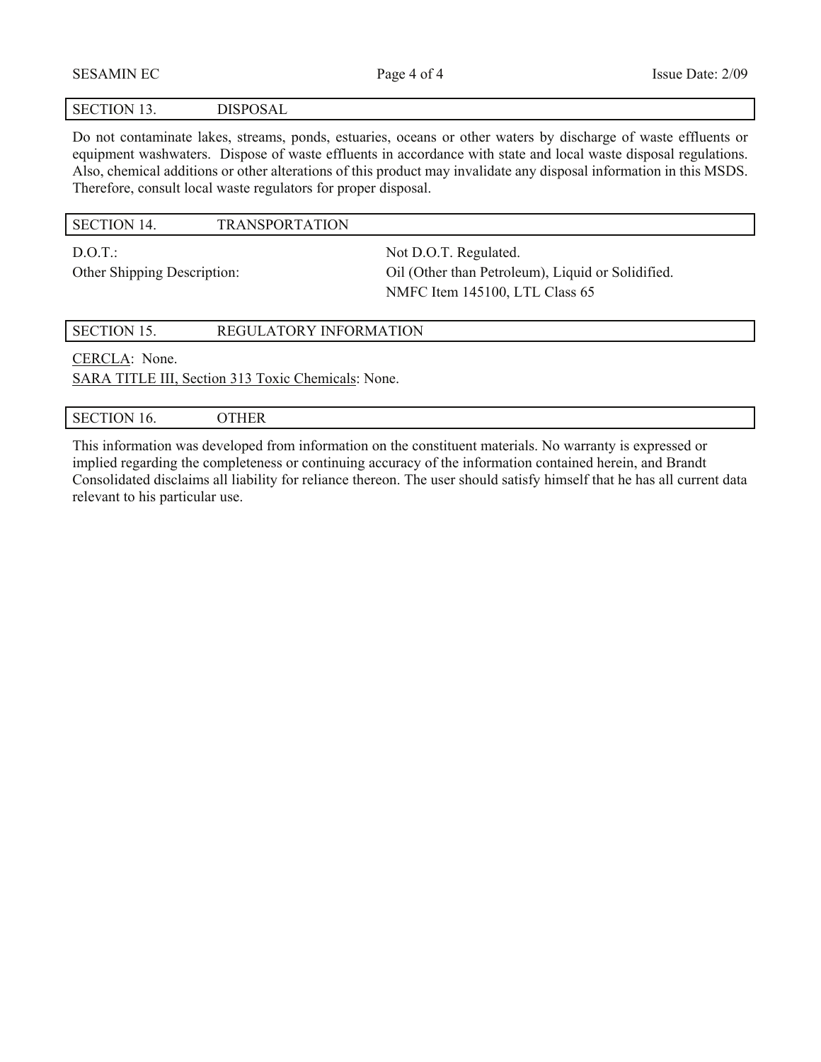## SECTION 13. DISPOSAL

Do not contaminate lakes, streams, ponds, estuaries, oceans or other waters by discharge of waste effluents or equipment washwaters. Dispose of waste effluents in accordance with state and local waste disposal regulations. Also, chemical additions or other alterations of this product may invalidate any disposal information in this MSDS. Therefore, consult local waste regulators for proper disposal.

## SECTION 14. TRANSPORTATION

| | |
|---|---|
| D.O.T.: | Not D.O.T. Regulated. |
| Other Shipping Description: | Oil (Other than Petroleum), Liquid or Solidified. NMFC Item 145100, LTL Class 65 |

## SECTION 15. REGULATORY INFORMATION

CERCLA: None.

SARA TITLE III, Section 313 Toxic Chemicals: None.

## SECTION 16. OTHER

This information was developed from information on the constituent materials. No warranty is expressed or implied regarding the completeness or continuing accuracy of the information contained herein, and Brandt Consolidated disclaims all liability for reliance thereon. The user should satisfy himself that he has all current data relevant to his particular use.